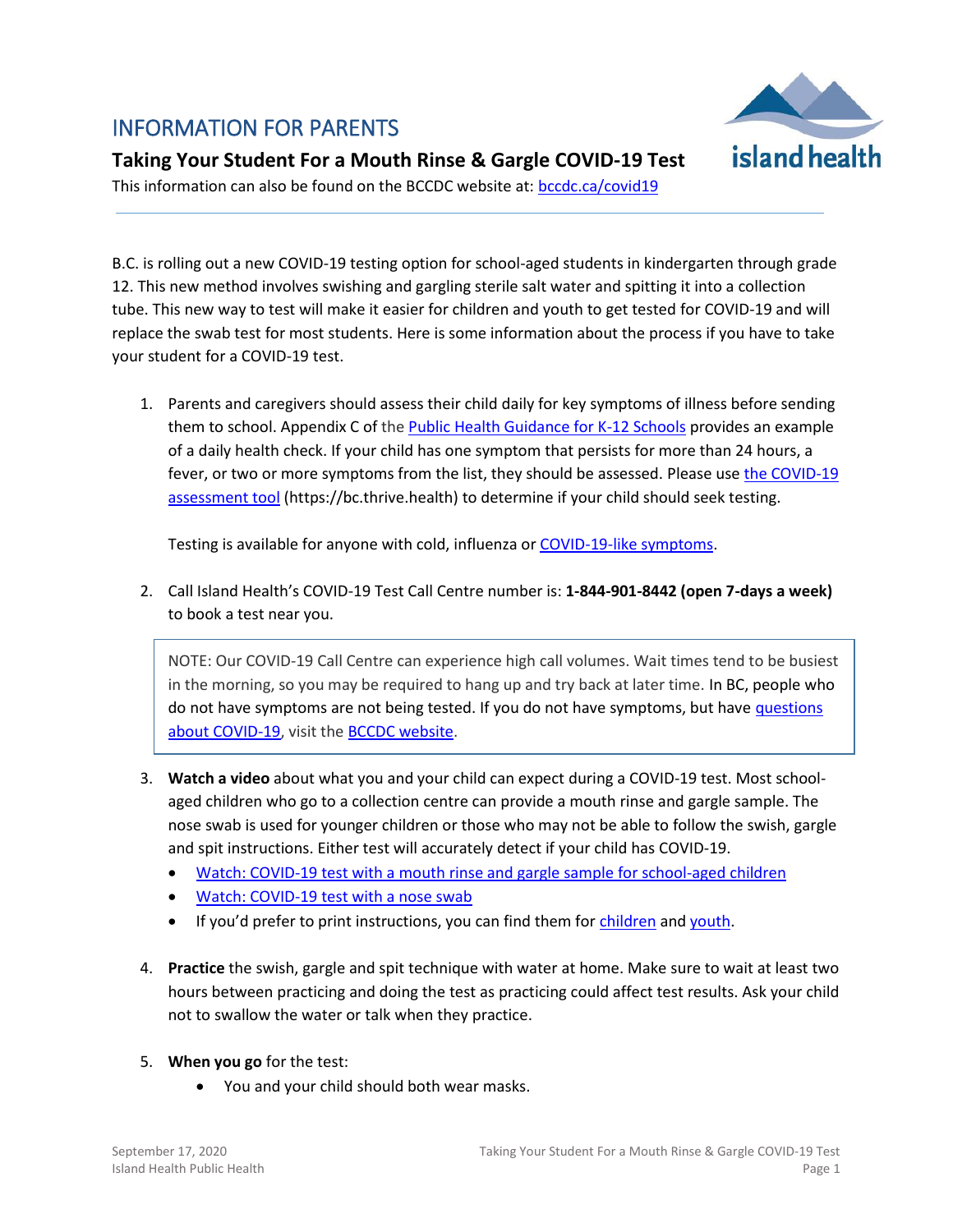# INFORMATION FOR PARENTS

## Taking Your Student For a Mouth Rinse & Gargle COVID-19 Test

This information can also be found on the BCCDC website at: bccdc.ca/covid19

---

B.C. is rolling out a new COVID-19 testing option for school-aged students in kindergarten through grade 12. This new method involves swishing and gargling sterile salt water and spitting it into a collection tube. This new way to test will make it easier for children and youth to get tested for COVID-19 and will replace the swab test for most students. Here is some information about the process if you have to take your student for a COVID-19 test.

1. Parents and caregivers should assess their child daily for key symptoms of illness before sending them to school. Appendix C of the Public Health Guidance for K-12 Schools provides an example of a daily health check. If your child has one symptom that persists for more than 24 hours, a fever, or two or more symptoms from the list, they should be assessed. Please use the COVID-19 assessment tool (https://bc.thrive.health) to determine if your child should seek testing.

   Testing is available for anyone with cold, influenza or COVID-19-like symptoms.

2. Call Island Health's COVID-19 Test Call Centre number is: **1-844-901-8442 (open 7-days a week)** to book a test near you.

> NOTE: Our COVID-19 Call Centre can experience high call volumes. Wait times tend to be busiest in the morning, so you may be required to hang up and try back at later time. In BC, people who do not have symptoms are not being tested. If you do not have symptoms, but have questions about COVID-19, visit the BCCDC website.

3. **Watch a video** about what you and your child can expect during a COVID-19 test. Most school-aged children who go to a collection centre can provide a mouth rinse and gargle sample. The nose swab is used for younger children or those who may not be able to follow the swish, gargle and spit instructions. Either test will accurately detect if your child has COVID-19.
   - Watch: COVID-19 test with a mouth rinse and gargle sample for school-aged children
   - Watch: COVID-19 test with a nose swab
   - If you'd prefer to print instructions, you can find them for children and youth.

4. **Practice** the swish, gargle and spit technique with water at home. Make sure to wait at least two hours between practicing and doing the test as practicing could affect test results. Ask your child not to swallow the water or talk when they practice.

5. **When you go** for the test:
   - You and your child should both wear masks.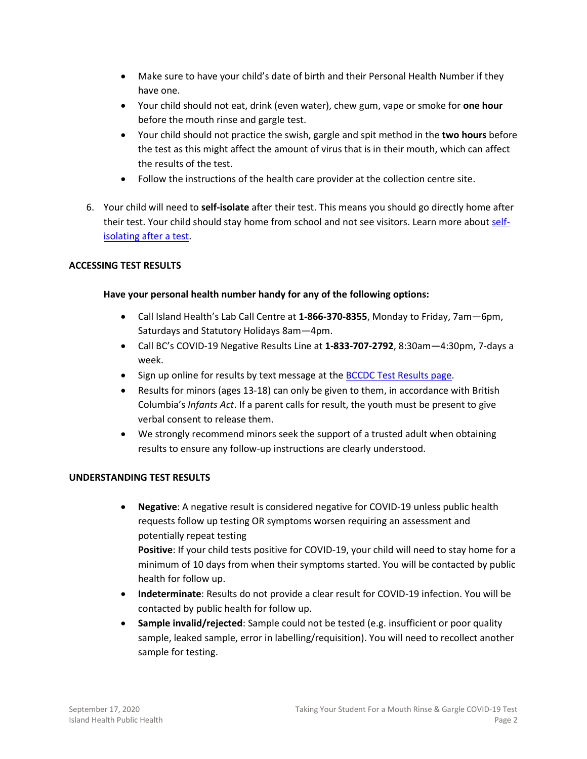- Make sure to have your child's date of birth and their Personal Health Number if they have one.
- Your child should not eat, drink (even water), chew gum, vape or smoke for **one hour** before the mouth rinse and gargle test.
- Your child should not practice the swish, gargle and spit method in the **two hours** before the test as this might affect the amount of virus that is in their mouth, which can affect the results of the test.
- Follow the instructions of the health care provider at the collection centre site.

6. Your child will need to **self-isolate** after their test. This means you should go directly home after their test. Your child should stay home from school and not see visitors. Learn more about self-isolating after a test.

**ACCESSING TEST RESULTS**

**Have your personal health number handy for any of the following options:**

- Call Island Health's Lab Call Centre at **1-866-370-8355**, Monday to Friday, 7am—6pm, Saturdays and Statutory Holidays 8am—4pm.
- Call BC's COVID-19 Negative Results Line at **1-833-707-2792**, 8:30am—4:30pm, 7-days a week.
- Sign up online for results by text message at the BCCDC Test Results page.
- Results for minors (ages 13-18) can only be given to them, in accordance with British Columbia's *Infants Act*. If a parent calls for result, the youth must be present to give verbal consent to release them.
- We strongly recommend minors seek the support of a trusted adult when obtaining results to ensure any follow-up instructions are clearly understood.

**UNDERSTANDING TEST RESULTS**

- **Negative**: A negative result is considered negative for COVID-19 unless public health requests follow up testing OR symptoms worsen requiring an assessment and potentially repeat testing
  **Positive**: If your child tests positive for COVID-19, your child will need to stay home for a minimum of 10 days from when their symptoms started. You will be contacted by public health for follow up.
- **Indeterminate**: Results do not provide a clear result for COVID-19 infection. You will be contacted by public health for follow up.
- **Sample invalid/rejected**: Sample could not be tested (e.g. insufficient or poor quality sample, leaked sample, error in labelling/requisition). You will need to recollect another sample for testing.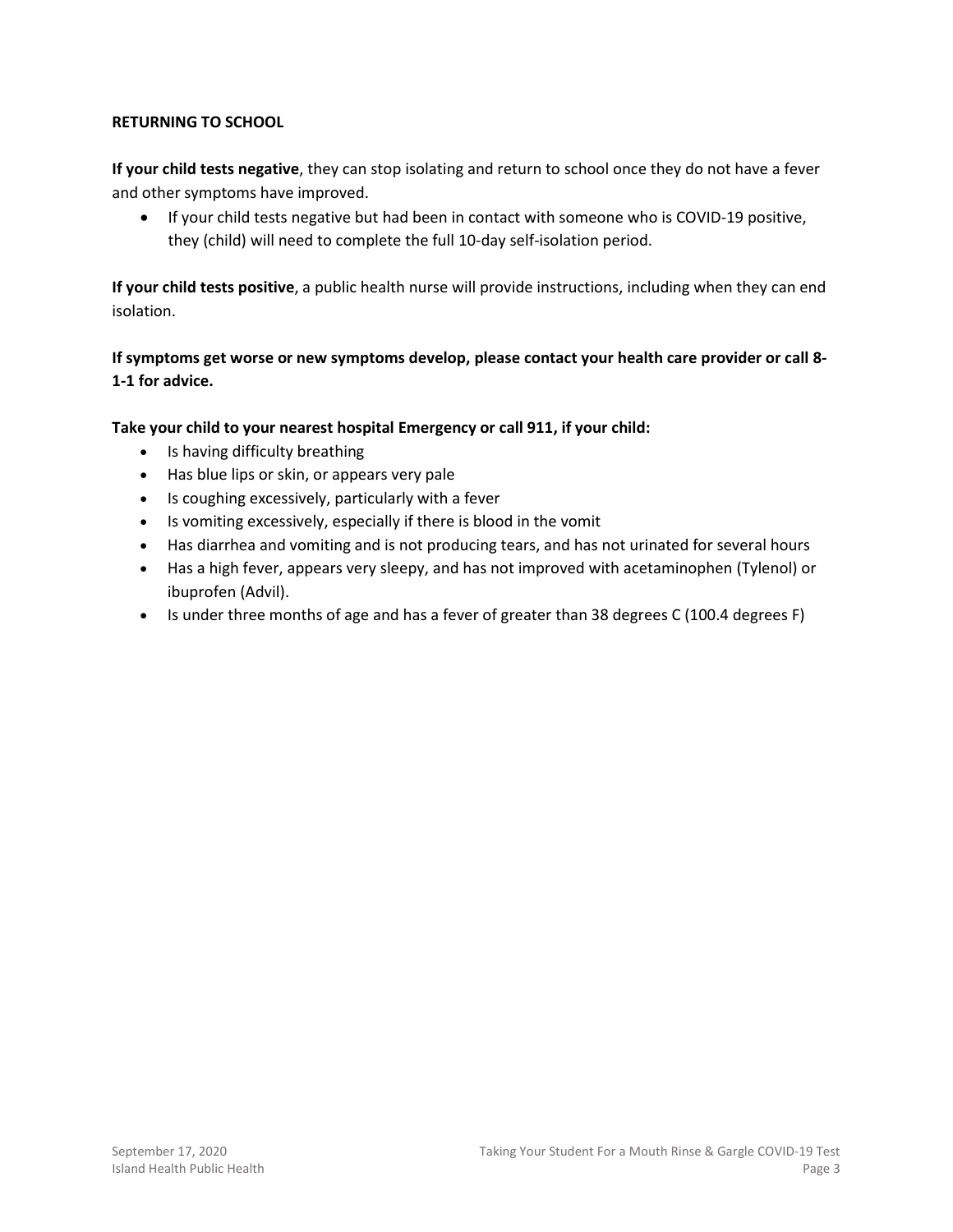**RETURNING TO SCHOOL**

**If your child tests negative**, they can stop isolating and return to school once they do not have a fever and other symptoms have improved.

- If your child tests negative but had been in contact with someone who is COVID-19 positive, they (child) will need to complete the full 10-day self-isolation period.

**If your child tests positive**, a public health nurse will provide instructions, including when they can end isolation.

**If symptoms get worse or new symptoms develop, please contact your health care provider or call 8-1-1 for advice.**

**Take your child to your nearest hospital Emergency or call 911, if your child:**

- Is having difficulty breathing
- Has blue lips or skin, or appears very pale
- Is coughing excessively, particularly with a fever
- Is vomiting excessively, especially if there is blood in the vomit
- Has diarrhea and vomiting and is not producing tears, and has not urinated for several hours
- Has a high fever, appears very sleepy, and has not improved with acetaminophen (Tylenol) or ibuprofen (Advil).
- Is under three months of age and has a fever of greater than 38 degrees C (100.4 degrees F)